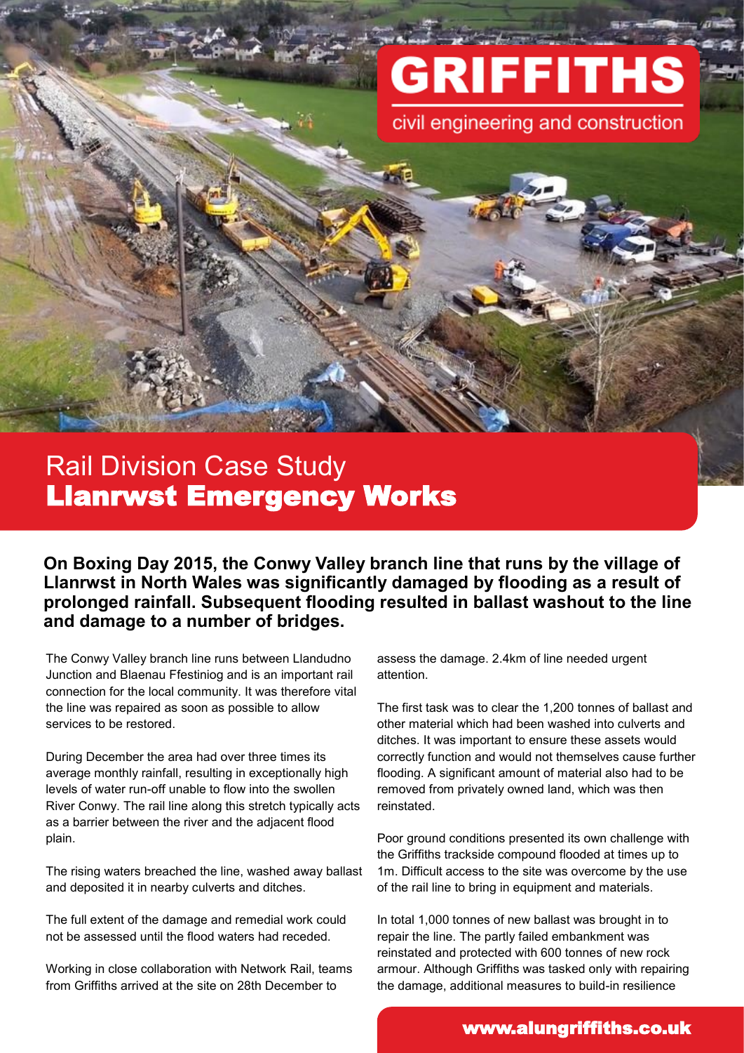# GRIFFITHS

civil engineering and construction

## Rail Division Case Study
## Llanrwst Emergency Works

**On Boxing Day 2015, the Conwy Valley branch line that runs by the village of Llanrwst in North Wales was significantly damaged by flooding as a result of prolonged rainfall. Subsequent flooding resulted in ballast washout to the line and damage to a number of bridges.**

The Conwy Valley branch line runs between Llandudno Junction and Blaenau Ffestiniog and is an important rail connection for the local community. It was therefore vital the line was repaired as soon as possible to allow services to be restored.

During December the area had over three times its average monthly rainfall, resulting in exceptionally high levels of water run-off unable to flow into the swollen River Conwy. The rail line along this stretch typically acts as a barrier between the river and the adjacent flood plain.

The rising waters breached the line, washed away ballast and deposited it in nearby culverts and ditches.

The full extent of the damage and remedial work could not be assessed until the flood waters had receded.

Working in close collaboration with Network Rail, teams from Griffiths arrived at the site on 28th December to assess the damage. 2.4km of line needed urgent attention.

The first task was to clear the 1,200 tonnes of ballast and other material which had been washed into culverts and ditches. It was important to ensure these assets would correctly function and would not themselves cause further flooding. A significant amount of material also had to be removed from privately owned land, which was then reinstated.

Poor ground conditions presented its own challenge with the Griffiths trackside compound flooded at times up to 1m. Difficult access to the site was overcome by the use of the rail line to bring in equipment and materials.

In total 1,000 tonnes of new ballast was brought in to repair the line. The partly failed embankment was reinstated and protected with 600 tonnes of new rock armour. Although Griffiths was tasked only with repairing the damage, additional measures to build-in resilience

www.alungriffiths.co.uk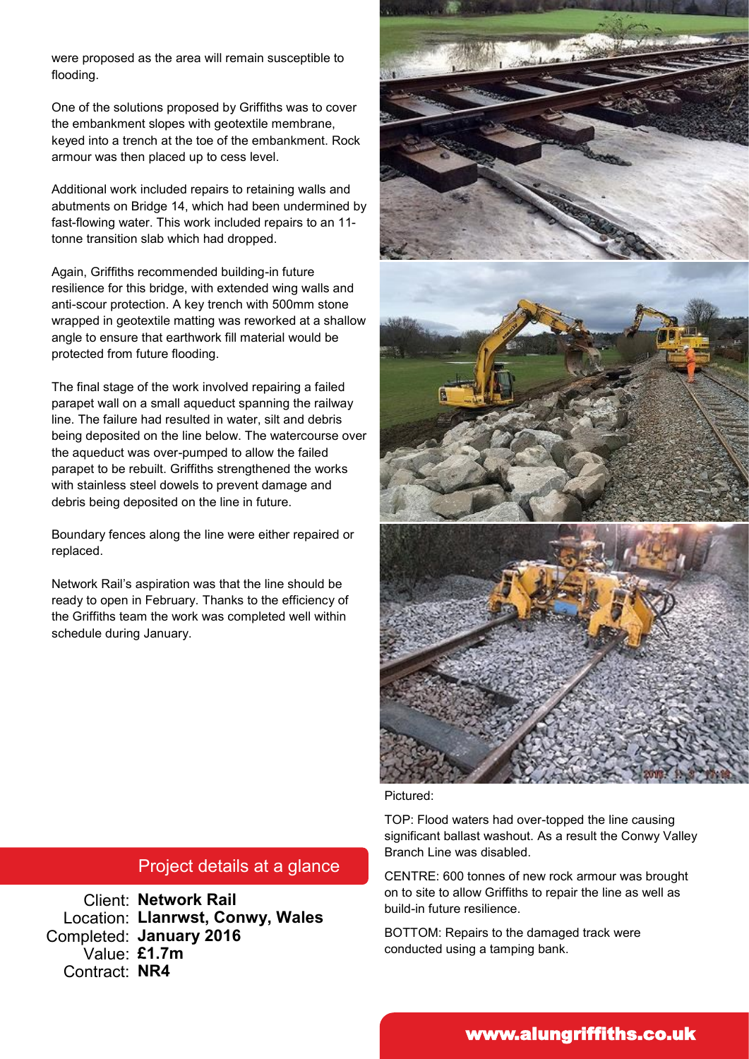were proposed as the area will remain susceptible to flooding.

One of the solutions proposed by Griffiths was to cover the embankment slopes with geotextile membrane, keyed into a trench at the toe of the embankment. Rock armour was then placed up to cess level.

Additional work included repairs to retaining walls and abutments on Bridge 14, which had been undermined by fast-flowing water. This work included repairs to an 11-tonne transition slab which had dropped.

Again, Griffiths recommended building-in future resilience for this bridge, with extended wing walls and anti-scour protection. A key trench with 500mm stone wrapped in geotextile matting was reworked at a shallow angle to ensure that earthwork fill material would be protected from future flooding.

The final stage of the work involved repairing a failed parapet wall on a small aqueduct spanning the railway line. The failure had resulted in water, silt and debris being deposited on the line below. The watercourse over the aqueduct was over-pumped to allow the failed parapet to be rebuilt. Griffiths strengthened the works with stainless steel dowels to prevent damage and debris being deposited on the line in future.

Boundary fences along the line were either repaired or replaced.

Network Rail's aspiration was that the line should be ready to open in February. Thanks to the efficiency of the Griffiths team the work was completed well within schedule during January.

## Project details at a glance

Client: **Network Rail**
Location: **Llanrwst, Conwy, Wales**
Completed: **January 2016**
Value: **£1.7m**
Contract: **NR4**

Pictured:

TOP: Flood waters had over-topped the line causing significant ballast washout. As a result the Conwy Valley Branch Line was disabled.

CENTRE: 600 tonnes of new rock armour was brought on to site to allow Griffiths to repair the line as well as build-in future resilience.

BOTTOM: Repairs to the damaged track were conducted using a tamping bank.

**www.alungriffiths.co.uk**